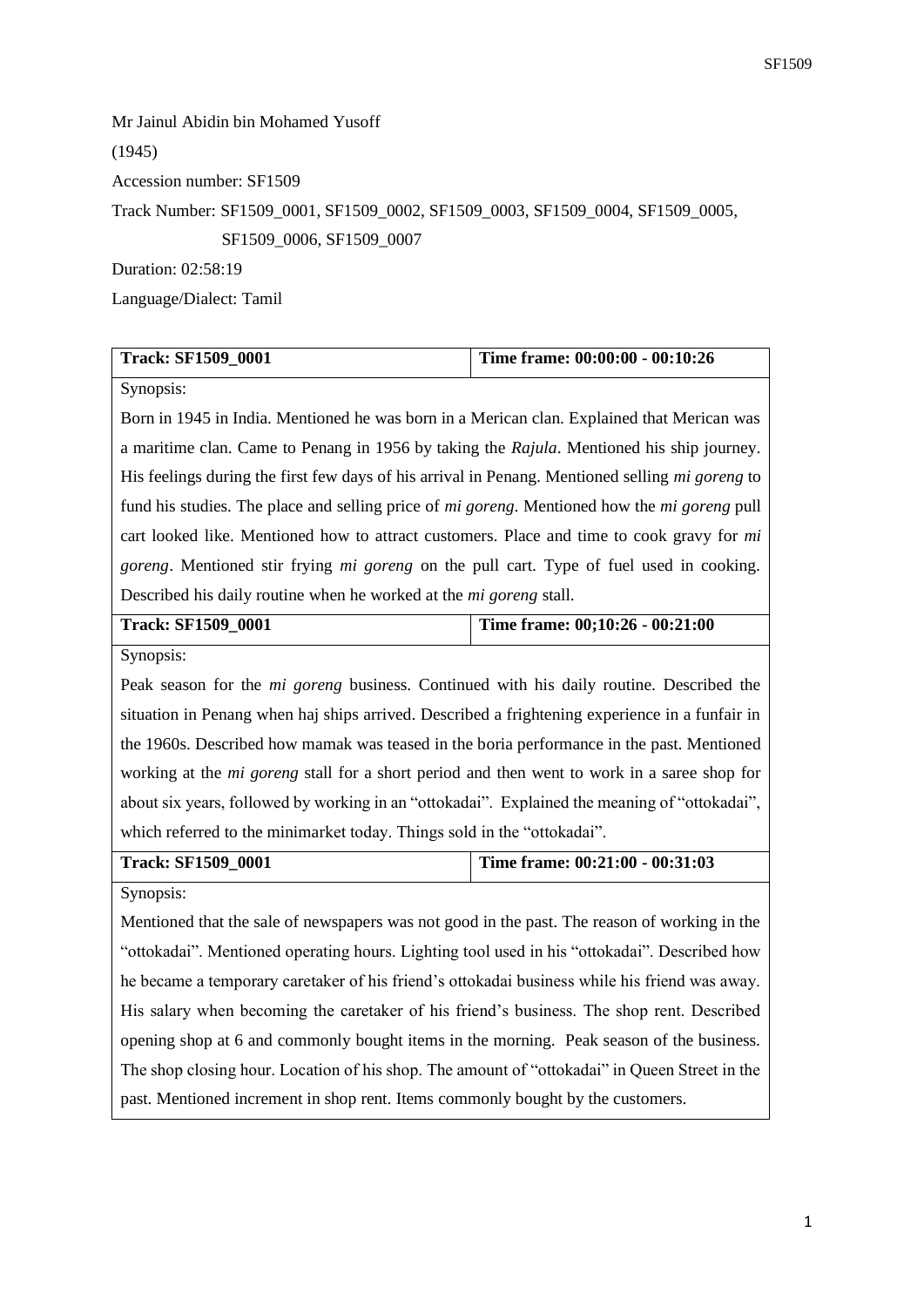Mr Jainul Abidin bin Mohamed Yusoff

(1945)

Accession number: SF1509

Track Number: SF1509_0001, SF1509_0002, SF1509_0003, SF1509_0004, SF1509_0005, SF1509_0006, SF1509_0007

Duration: 02:58:19

Language/Dialect: Tamil

| **Track: SF1509_0001** | **Time frame: 00:00:00 - 00:10:26** |
|---|---|
| Synopsis:<br>Born in 1945 in India. Mentioned he was born in a Merican clan. Explained that Merican was a maritime clan. Came to Penang in 1956 by taking the *Rajula*. Mentioned his ship journey. His feelings during the first few days of his arrival in Penang. Mentioned selling *mi goreng* to fund his studies. The place and selling price of *mi goreng*. Mentioned how the *mi goreng* pull cart looked like. Mentioned how to attract customers. Place and time to cook gravy for *mi goreng*. Mentioned stir frying *mi goreng* on the pull cart. Type of fuel used in cooking. Described his daily routine when he worked at the *mi goreng* stall. | |
| **Track: SF1509_0001** | **Time frame: 00;10:26 - 00:21:00** |
| Synopsis:<br>Peak season for the *mi goreng* business. Continued with his daily routine. Described the situation in Penang when haj ships arrived. Described a frightening experience in a funfair in the 1960s. Described how mamak was teased in the boria performance in the past. Mentioned working at the *mi goreng* stall for a short period and then went to work in a saree shop for about six years, followed by working in an "ottokadai". Explained the meaning of "ottokadai", which referred to the minimarket today. Things sold in the "ottokadai". | |
| **Track: SF1509_0001** | **Time frame: 00:21:00 - 00:31:03** |
| Synopsis:<br>Mentioned that the sale of newspapers was not good in the past. The reason of working in the "ottokadai". Mentioned operating hours. Lighting tool used in his "ottokadai". Described how he became a temporary caretaker of his friend's ottokadai business while his friend was away. His salary when becoming the caretaker of his friend's business. The shop rent. Described opening shop at 6 and commonly bought items in the morning. Peak season of the business. The shop closing hour. Location of his shop. The amount of "ottokadai" in Queen Street in the past. Mentioned increment in shop rent. Items commonly bought by the customers. | |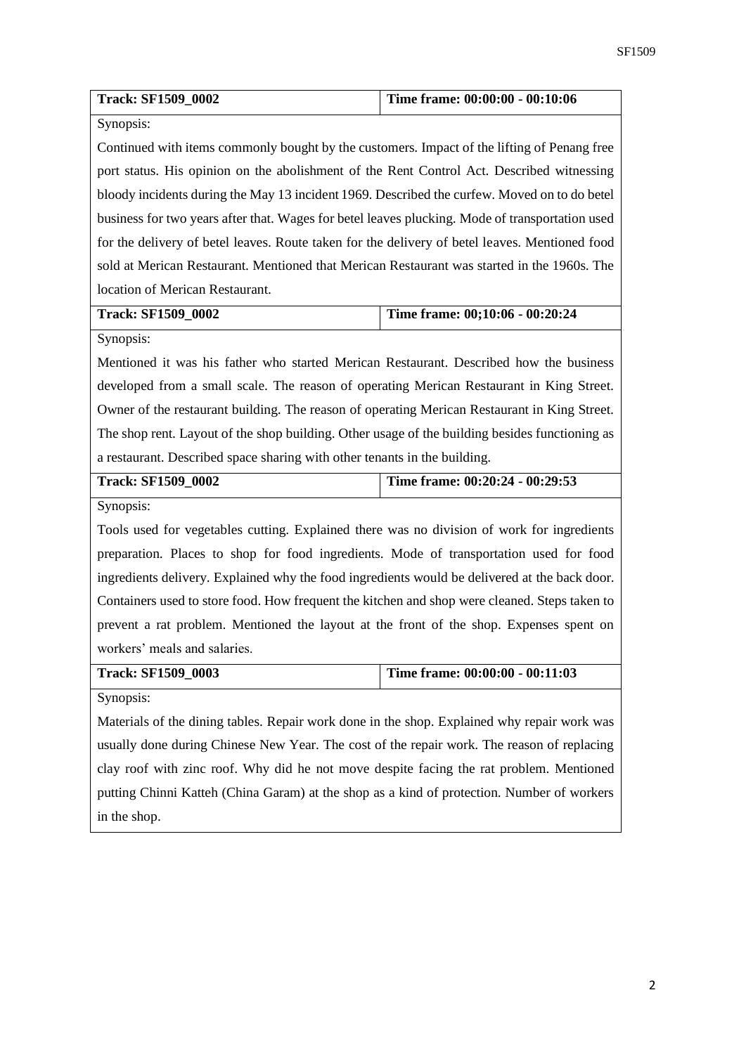| Track: SF1509_0002 | Time frame: 00:00:00 - 00:10:06 |
|---|---|
| Synopsis: Continued with items commonly bought by the customers. Impact of the lifting of Penang free port status. His opinion on the abolishment of the Rent Control Act. Described witnessing bloody incidents during the May 13 incident 1969. Described the curfew. Moved on to do betel business for two years after that. Wages for betel leaves plucking. Mode of transportation used for the delivery of betel leaves. Route taken for the delivery of betel leaves. Mentioned food sold at Merican Restaurant. Mentioned that Merican Restaurant was started in the 1960s. The location of Merican Restaurant. | |

| Track: SF1509_0002 | Time frame: 00;10:06 - 00:20:24 |
|---|---|
| Synopsis: Mentioned it was his father who started Merican Restaurant. Described how the business developed from a small scale. The reason of operating Merican Restaurant in King Street. Owner of the restaurant building. The reason of operating Merican Restaurant in King Street. The shop rent. Layout of the shop building. Other usage of the building besides functioning as a restaurant. Described space sharing with other tenants in the building. | |

| Track: SF1509_0002 | Time frame: 00:20:24 - 00:29:53 |
|---|---|
| Synopsis: Tools used for vegetables cutting. Explained there was no division of work for ingredients preparation. Places to shop for food ingredients. Mode of transportation used for food ingredients delivery. Explained why the food ingredients would be delivered at the back door. Containers used to store food. How frequent the kitchen and shop were cleaned. Steps taken to prevent a rat problem. Mentioned the layout at the front of the shop. Expenses spent on workers' meals and salaries. | |

| Track: SF1509_0003 | Time frame: 00:00:00 - 00:11:03 |
|---|---|
| Synopsis: Materials of the dining tables. Repair work done in the shop. Explained why repair work was usually done during Chinese New Year. The cost of the repair work. The reason of replacing clay roof with zinc roof. Why did he not move despite facing the rat problem. Mentioned putting Chinni Katteh (China Garam) at the shop as a kind of protection. Number of workers in the shop. | |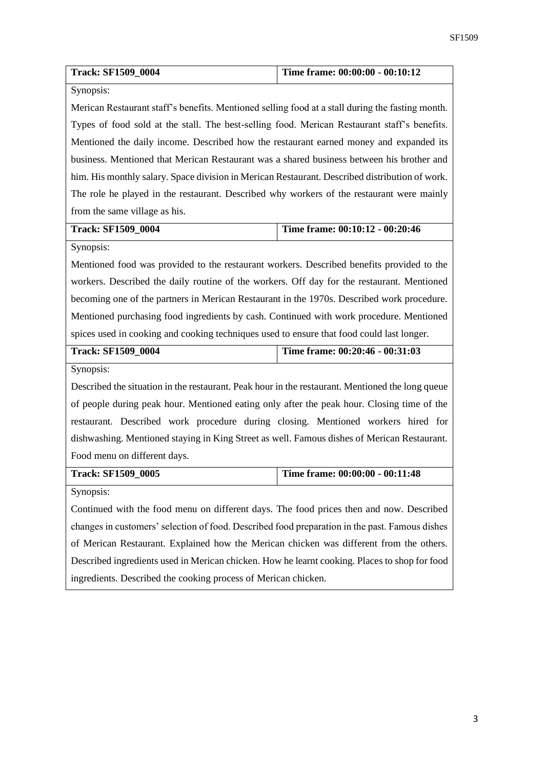| **Track: SF1509_0004** | **Time frame: 00:00:00 - 00:10:12** |
| --- | --- |
| Synopsis: | |
| Merican Restaurant staff's benefits. Mentioned selling food at a stall during the fasting month. Types of food sold at the stall. The best-selling food. Merican Restaurant staff's benefits. Mentioned the daily income. Described how the restaurant earned money and expanded its business. Mentioned that Merican Restaurant was a shared business between his brother and him. His monthly salary. Space division in Merican Restaurant. Described distribution of work. The role he played in the restaurant. Described why workers of the restaurant were mainly from the same village as his. | |

| **Track: SF1509_0004** | **Time frame: 00:10:12 - 00:20:46** |
| --- | --- |
| Synopsis: | |
| Mentioned food was provided to the restaurant workers. Described benefits provided to the workers. Described the daily routine of the workers. Off day for the restaurant. Mentioned becoming one of the partners in Merican Restaurant in the 1970s. Described work procedure. Mentioned purchasing food ingredients by cash. Continued with work procedure. Mentioned spices used in cooking and cooking techniques used to ensure that food could last longer. | |

| **Track: SF1509_0004** | **Time frame: 00:20:46 - 00:31:03** |
| --- | --- |
| Synopsis: | |
| Described the situation in the restaurant. Peak hour in the restaurant. Mentioned the long queue of people during peak hour. Mentioned eating only after the peak hour. Closing time of the restaurant. Described work procedure during closing. Mentioned workers hired for dishwashing. Mentioned staying in King Street as well. Famous dishes of Merican Restaurant. Food menu on different days. | |

| **Track: SF1509_0005** | **Time frame: 00:00:00 - 00:11:48** |
| --- | --- |
| Synopsis: | |
| Continued with the food menu on different days. The food prices then and now. Described changes in customers' selection of food. Described food preparation in the past. Famous dishes of Merican Restaurant. Explained how the Merican chicken was different from the others. Described ingredients used in Merican chicken. How he learnt cooking. Places to shop for food ingredients. Described the cooking process of Merican chicken. | |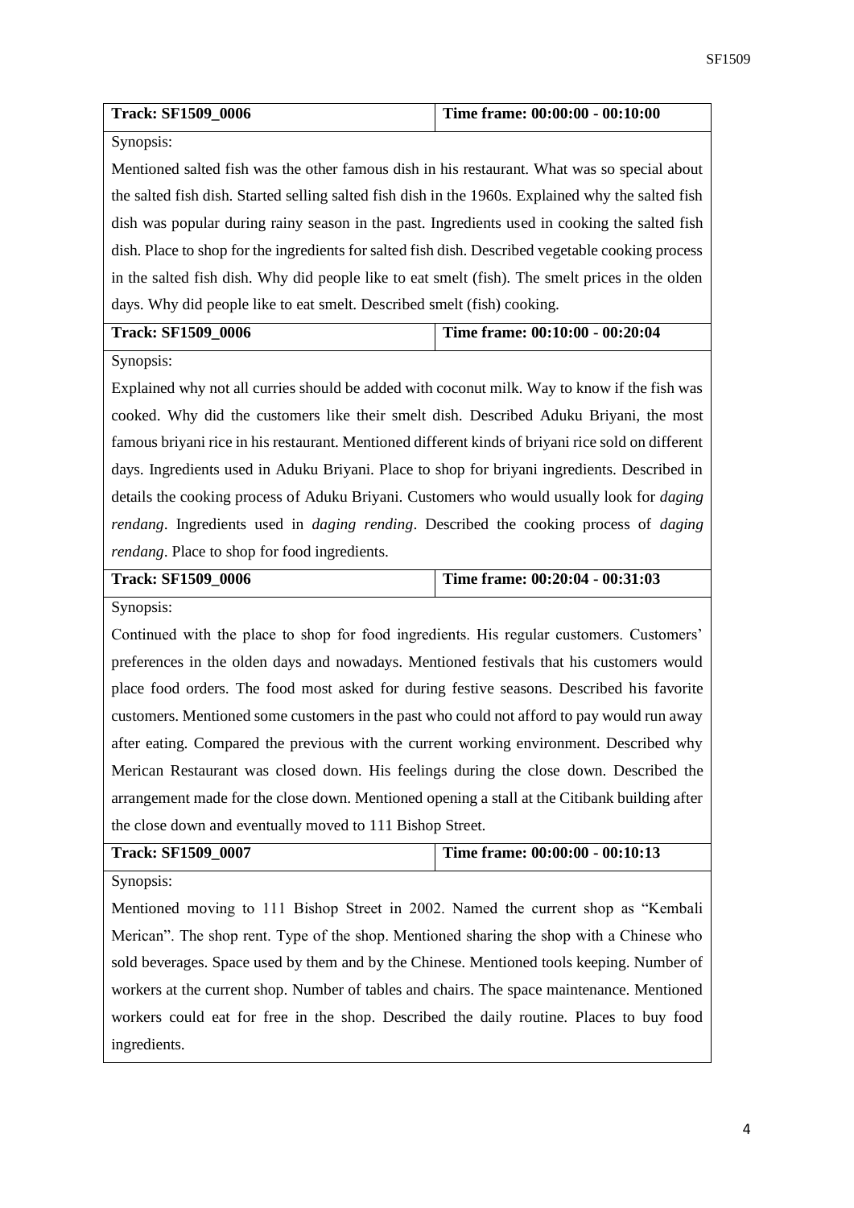| Track: SF1509_0006 | Time frame: 00:00:00 - 00:10:00 |
|---|---|
| Synopsis: | |
| Mentioned salted fish was the other famous dish in his restaurant. What was so special about the salted fish dish. Started selling salted fish dish in the 1960s. Explained why the salted fish dish was popular during rainy season in the past. Ingredients used in cooking the salted fish dish. Place to shop for the ingredients for salted fish dish. Described vegetable cooking process in the salted fish dish. Why did people like to eat smelt (fish). The smelt prices in the olden days. Why did people like to eat smelt. Described smelt (fish) cooking. | |

| Track: SF1509_0006 | Time frame: 00:10:00 - 00:20:04 |
|---|---|
| Synopsis: | |
| Explained why not all curries should be added with coconut milk. Way to know if the fish was cooked. Why did the customers like their smelt dish. Described Aduku Briyani, the most famous briyani rice in his restaurant. Mentioned different kinds of briyani rice sold on different days. Ingredients used in Aduku Briyani. Place to shop for briyani ingredients. Described in details the cooking process of Aduku Briyani. Customers who would usually look for *daging rendang*. Ingredients used in *daging rending*. Described the cooking process of *daging rendang*. Place to shop for food ingredients. | |

| Track: SF1509_0006 | Time frame: 00:20:04 - 00:31:03 |
|---|---|
| Synopsis: | |
| Continued with the place to shop for food ingredients. His regular customers. Customers' preferences in the olden days and nowadays. Mentioned festivals that his customers would place food orders. The food most asked for during festive seasons. Described his favorite customers. Mentioned some customers in the past who could not afford to pay would run away after eating. Compared the previous with the current working environment. Described why Merican Restaurant was closed down. His feelings during the close down. Described the arrangement made for the close down. Mentioned opening a stall at the Citibank building after the close down and eventually moved to 111 Bishop Street. | |

| Track: SF1509_0007 | Time frame: 00:00:00 - 00:10:13 |
|---|---|
| Synopsis: | |
| Mentioned moving to 111 Bishop Street in 2002. Named the current shop as "Kembali Merican". The shop rent. Type of the shop. Mentioned sharing the shop with a Chinese who sold beverages. Space used by them and by the Chinese. Mentioned tools keeping. Number of workers at the current shop. Number of tables and chairs. The space maintenance. Mentioned workers could eat for free in the shop. Described the daily routine. Places to buy food ingredients. | |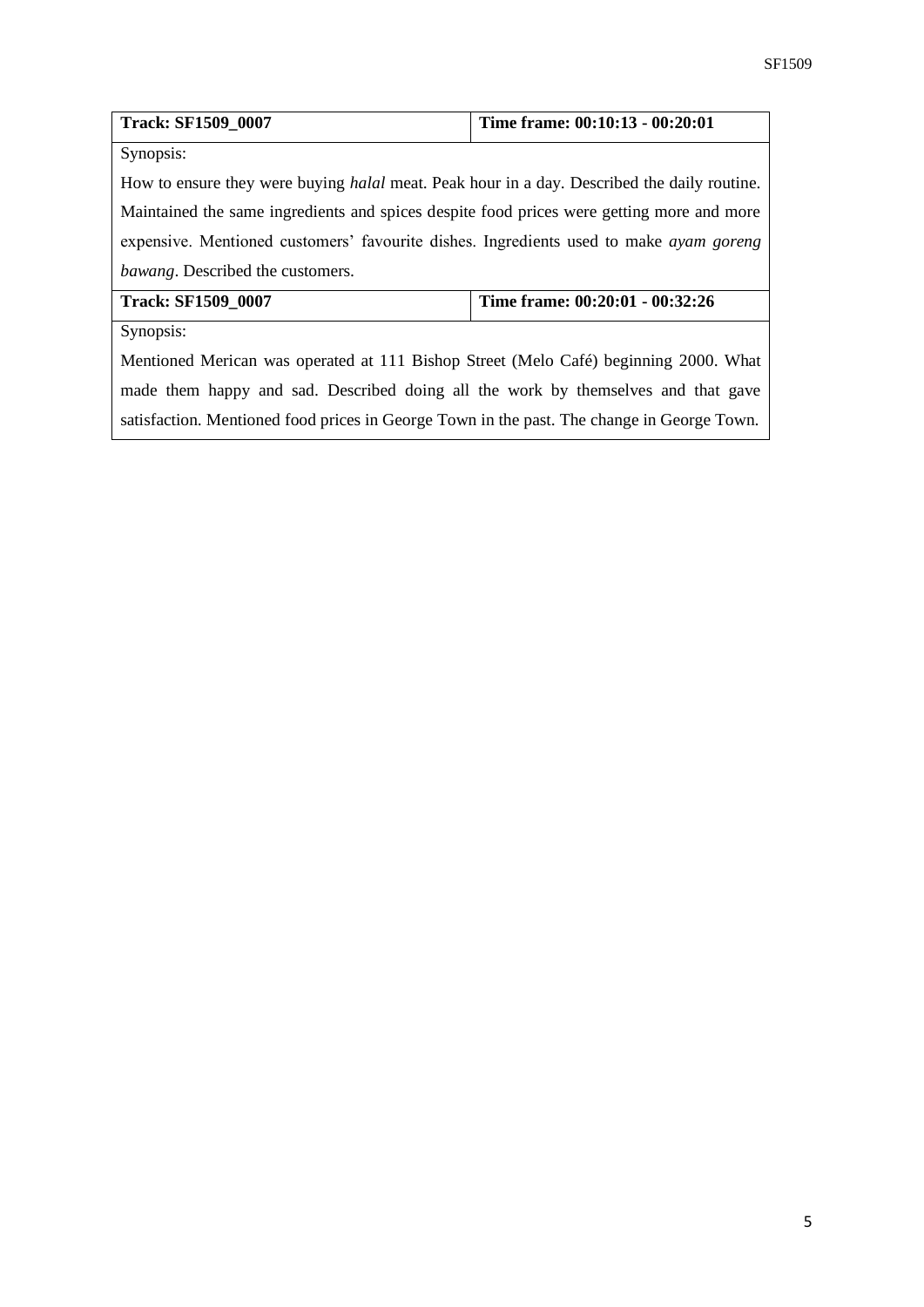| Track: SF1509_0007 | Time frame: 00:10:13 - 00:20:01 |
|---|---|
| Synopsis: | |
| How to ensure they were buying *halal* meat. Peak hour in a day. Described the daily routine. Maintained the same ingredients and spices despite food prices were getting more and more expensive. Mentioned customers' favourite dishes. Ingredients used to make *ayam goreng bawang*. Described the customers. | |
| **Track: SF1509_0007** | **Time frame: 00:20:01 - 00:32:26** |
| Synopsis: | |
| Mentioned Merican was operated at 111 Bishop Street (Melo Café) beginning 2000. What made them happy and sad. Described doing all the work by themselves and that gave satisfaction. Mentioned food prices in George Town in the past. The change in George Town. | |